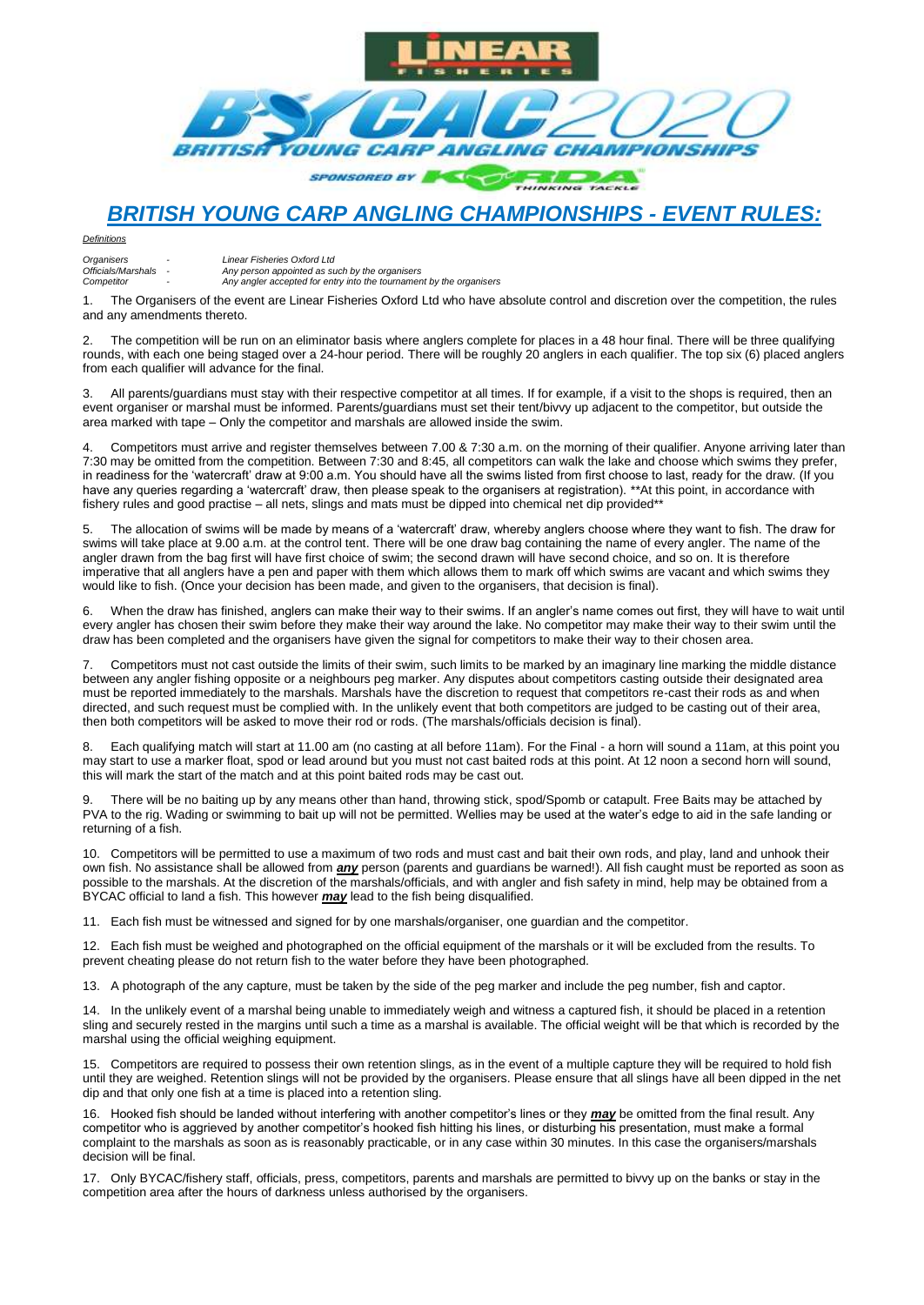# BRITISH YOUNG CARP ANGLING CHAMPIONSHIPS - EVENT RULES:

***Definitions***

| | | |
|---|---|---|
| *Organisers* | - | *Linear Fisheries Oxford Ltd* |
| *Officials/Marshals* | - | *Any person appointed as such by the organisers* |
| *Competitor* | - | *Any angler accepted for entry into the tournament by the organisers* |

1. The Organisers of the event are Linear Fisheries Oxford Ltd who have absolute control and discretion over the competition, the rules and any amendments thereto.

2. The competition will be run on an eliminator basis where anglers complete for places in a 48 hour final. There will be three qualifying rounds, with each one being staged over a 24-hour period. There will be roughly 20 anglers in each qualifier. The top six (6) placed anglers from each qualifier will advance for the final.

3. All parents/guardians must stay with their respective competitor at all times. If for example, if a visit to the shops is required, then an event organiser or marshal must be informed. Parents/guardians must set their tent/bivvy up adjacent to the competitor, but outside the area marked with tape – Only the competitor and marshals are allowed inside the swim.

4. Competitors must arrive and register themselves between 7.00 & 7:30 a.m. on the morning of their qualifier. Anyone arriving later than 7:30 may be omitted from the competition. Between 7:30 and 8:45, all competitors can walk the lake and choose which swims they prefer, in readiness for the 'watercraft' draw at 9:00 a.m. You should have all the swims listed from first choose to last, ready for the draw. (If you have any queries regarding a 'watercraft' draw, then please speak to the organisers at registration). **At this point, in accordance with fishery rules and good practise – all nets, slings and mats must be dipped into chemical net dip provided**

5. The allocation of swims will be made by means of a 'watercraft' draw, whereby anglers choose where they want to fish. The draw for swims will take place at 9.00 a.m. at the control tent. There will be one draw bag containing the name of every angler. The name of the angler drawn from the bag first will have first choice of swim; the second drawn will have second choice, and so on. It is therefore imperative that all anglers have a pen and paper with them which allows them to mark off which swims are vacant and which swims they would like to fish. (Once your decision has been made, and given to the organisers, that decision is final).

6. When the draw has finished, anglers can make their way to their swims. If an angler's name comes out first, they will have to wait until every angler has chosen their swim before they make their way around the lake. No competitor may make their way to their swim until the draw has been completed and the organisers have given the signal for competitors to make their way to their chosen area.

7. Competitors must not cast outside the limits of their swim, such limits to be marked by an imaginary line marking the middle distance between any angler fishing opposite or a neighbours peg marker. Any disputes about competitors casting outside their designated area must be reported immediately to the marshals. Marshals have the discretion to request that competitors re-cast their rods as and when directed, and such request must be complied with. In the unlikely event that both competitors are judged to be casting out of their area, then both competitors will be asked to move their rod or rods. (The marshals/officials decision is final).

8. Each qualifying match will start at 11.00 am (no casting at all before 11am). For the Final - a horn will sound a 11am, at this point you may start to use a marker float, spod or lead around but you must not cast baited rods at this point. At 12 noon a second horn will sound, this will mark the start of the match and at this point baited rods may be cast out.

9. There will be no baiting up by any means other than hand, throwing stick, spod/Spomb or catapult. Free Baits may be attached by PVA to the rig. Wading or swimming to bait up will not be permitted. Wellies may be used at the water's edge to aid in the safe landing or returning of a fish.

10. Competitors will be permitted to use a maximum of two rods and must cast and bait their own rods, and play, land and unhook their own fish. No assistance shall be allowed from ***any*** person (parents and guardians be warned!). All fish caught must be reported as soon as possible to the marshals. At the discretion of the marshals/officials, and with angler and fish safety in mind, help may be obtained from a BYCAC official to land a fish. This however ***may*** lead to the fish being disqualified.

11. Each fish must be witnessed and signed for by one marshals/organiser, one guardian and the competitor.

12. Each fish must be weighed and photographed on the official equipment of the marshals or it will be excluded from the results. To prevent cheating please do not return fish to the water before they have been photographed.

13. A photograph of the any capture, must be taken by the side of the peg marker and include the peg number, fish and captor.

14. In the unlikely event of a marshal being unable to immediately weigh and witness a captured fish, it should be placed in a retention sling and securely rested in the margins until such a time as a marshal is available. The official weight will be that which is recorded by the marshal using the official weighing equipment.

15. Competitors are required to possess their own retention slings, as in the event of a multiple capture they will be required to hold fish until they are weighed. Retention slings will not be provided by the organisers. Please ensure that all slings have all been dipped in the net dip and that only one fish at a time is placed into a retention sling.

16. Hooked fish should be landed without interfering with another competitor's lines or they ***may*** be omitted from the final result. Any competitor who is aggrieved by another competitor's hooked fish hitting his lines, or disturbing his presentation, must make a formal complaint to the marshals as soon as is reasonably practicable, or in any case within 30 minutes. In this case the organisers/marshals decision will be final.

17. Only BYCAC/fishery staff, officials, press, competitors, parents and marshals are permitted to bivvy up on the banks or stay in the competition area after the hours of darkness unless authorised by the organisers.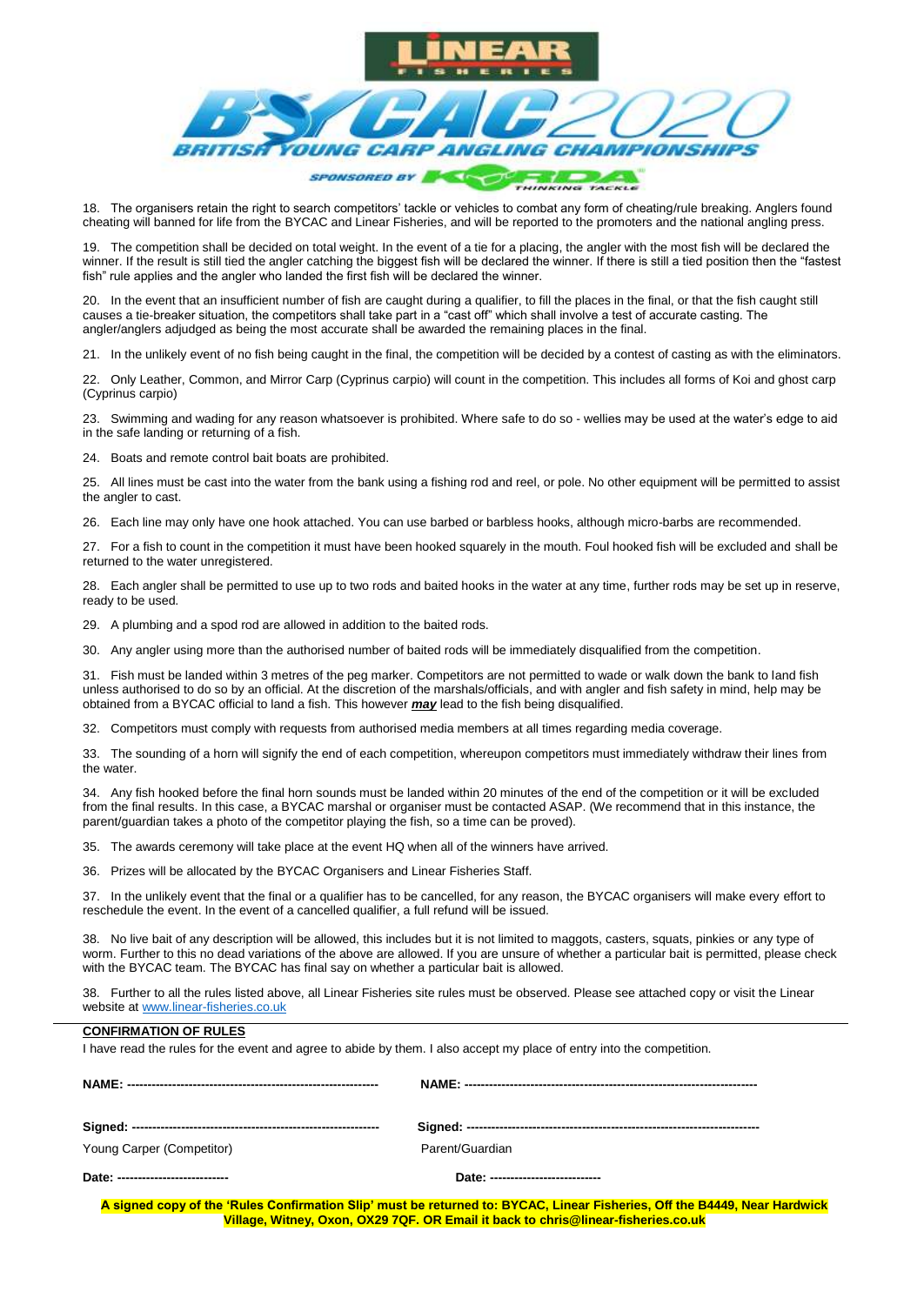18. The organisers retain the right to search competitors' tackle or vehicles to combat any form of cheating/rule breaking. Anglers found cheating will banned for life from the BYCAC and Linear Fisheries, and will be reported to the promoters and the national angling press.

19. The competition shall be decided on total weight. In the event of a tie for a placing, the angler with the most fish will be declared the winner. If the result is still tied the angler catching the biggest fish will be declared the winner. If there is still a tied position then the "fastest fish" rule applies and the angler who landed the first fish will be declared the winner.

20. In the event that an insufficient number of fish are caught during a qualifier, to fill the places in the final, or that the fish caught still causes a tie-breaker situation, the competitors shall take part in a "cast off" which shall involve a test of accurate casting. The angler/anglers adjudged as being the most accurate shall be awarded the remaining places in the final.

21. In the unlikely event of no fish being caught in the final, the competition will be decided by a contest of casting as with the eliminators.

22. Only Leather, Common, and Mirror Carp (Cyprinus carpio) will count in the competition. This includes all forms of Koi and ghost carp (Cyprinus carpio)

23. Swimming and wading for any reason whatsoever is prohibited. Where safe to do so - wellies may be used at the water's edge to aid in the safe landing or returning of a fish.

24. Boats and remote control bait boats are prohibited.

25. All lines must be cast into the water from the bank using a fishing rod and reel, or pole. No other equipment will be permitted to assist the angler to cast.

26. Each line may only have one hook attached. You can use barbed or barbless hooks, although micro-barbs are recommended.

27. For a fish to count in the competition it must have been hooked squarely in the mouth. Foul hooked fish will be excluded and shall be returned to the water unregistered.

28. Each angler shall be permitted to use up to two rods and baited hooks in the water at any time, further rods may be set up in reserve, ready to be used.

29. A plumbing and a spod rod are allowed in addition to the baited rods.

30. Any angler using more than the authorised number of baited rods will be immediately disqualified from the competition.

31. Fish must be landed within 3 metres of the peg marker. Competitors are not permitted to wade or walk down the bank to land fish unless authorised to do so by an official. At the discretion of the marshals/officials, and with angler and fish safety in mind, help may be obtained from a BYCAC official to land a fish. This however ***may*** lead to the fish being disqualified.

32. Competitors must comply with requests from authorised media members at all times regarding media coverage.

33. The sounding of a horn will signify the end of each competition, whereupon competitors must immediately withdraw their lines from the water.

34. Any fish hooked before the final horn sounds must be landed within 20 minutes of the end of the competition or it will be excluded from the final results. In this case, a BYCAC marshal or organiser must be contacted ASAP. (We recommend that in this instance, the parent/guardian takes a photo of the competitor playing the fish, so a time can be proved).

35. The awards ceremony will take place at the event HQ when all of the winners have arrived.

36. Prizes will be allocated by the BYCAC Organisers and Linear Fisheries Staff.

37. In the unlikely event that the final or a qualifier has to be cancelled, for any reason, the BYCAC organisers will make every effort to reschedule the event. In the event of a cancelled qualifier, a full refund will be issued.

38. No live bait of any description will be allowed, this includes but it is not limited to maggots, casters, squats, pinkies or any type of worm. Further to this no dead variations of the above are allowed. If you are unsure of whether a particular bait is permitted, please check with the BYCAC team. The BYCAC has final say on whether a particular bait is allowed.

38. Further to all the rules listed above, all Linear Fisheries site rules must be observed. Please see attached copy or visit the Linear website at www.linear-fisheries.co.uk

---

**CONFIRMATION OF RULES**

I have read the rules for the event and agree to abide by them. I also accept my place of entry into the competition.

**NAME:** ------------------------------------------------------------ **NAME:** ---------------------------------------------------------------------

**Signed:** ------------------------------------------------------------ **Signed:** ---------------------------------------------------------------------

Young Carper (Competitor) Parent/Guardian

**Date:** --------------------------- **Date:** ---------------------------

**A signed copy of the 'Rules Confirmation Slip' must be returned to: BYCAC, Linear Fisheries, Off the B4449, Near Hardwick Village, Witney, Oxon, OX29 7QF. OR Email it back to chris@linear-fisheries.co.uk**